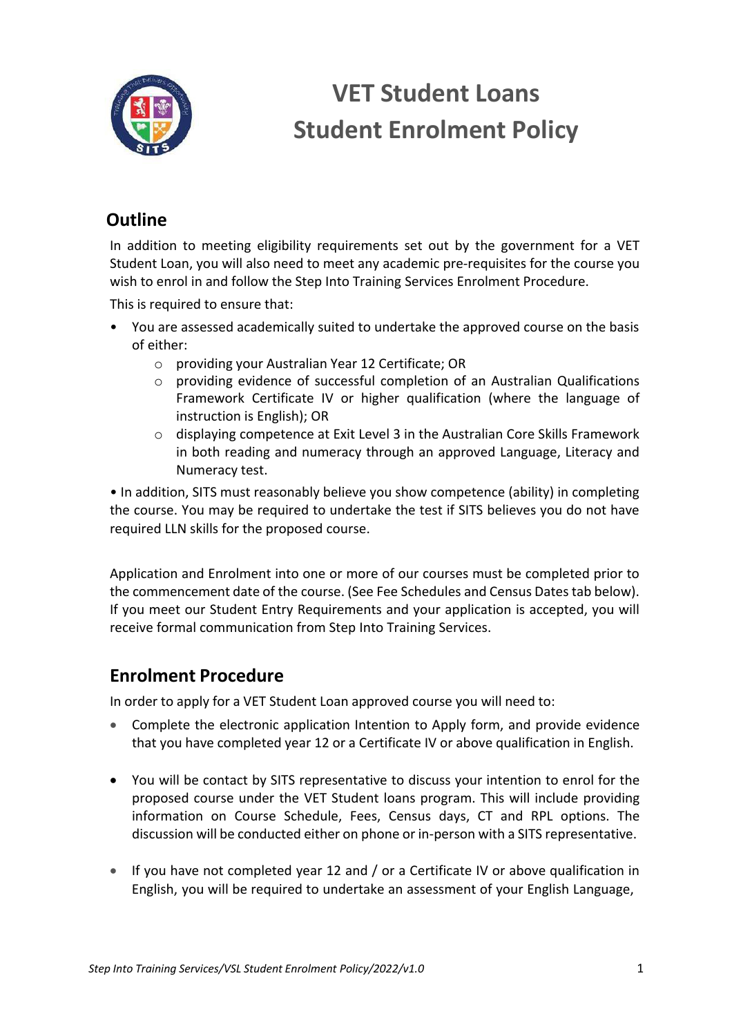# VET Student Loans
# Student Enrolment Policy

## Outline

In addition to meeting eligibility requirements set out by the government for a VET Student Loan, you will also need to meet any academic pre-requisites for the course you wish to enrol in and follow the Step Into Training Services Enrolment Procedure.

This is required to ensure that:

- You are assessed academically suited to undertake the approved course on the basis of either:
  - providing your Australian Year 12 Certificate; OR
  - providing evidence of successful completion of an Australian Qualifications Framework Certificate IV or higher qualification (where the language of instruction is English); OR
  - displaying competence at Exit Level 3 in the Australian Core Skills Framework in both reading and numeracy through an approved Language, Literacy and Numeracy test.

• In addition, SITS must reasonably believe you show competence (ability) in completing the course. You may be required to undertake the test if SITS believes you do not have required LLN skills for the proposed course.

Application and Enrolment into one or more of our courses must be completed prior to the commencement date of the course. (See Fee Schedules and Census Dates tab below). If you meet our Student Entry Requirements and your application is accepted, you will receive formal communication from Step Into Training Services.

## Enrolment Procedure

In order to apply for a VET Student Loan approved course you will need to:

- Complete the electronic application Intention to Apply form, and provide evidence that you have completed year 12 or a Certificate IV or above qualification in English.

- You will be contact by SITS representative to discuss your intention to enrol for the proposed course under the VET Student loans program. This will include providing information on Course Schedule, Fees, Census days, CT and RPL options. The discussion will be conducted either on phone or in-person with a SITS representative.

- If you have not completed year 12 and / or a Certificate IV or above qualification in English, you will be required to undertake an assessment of your English Language,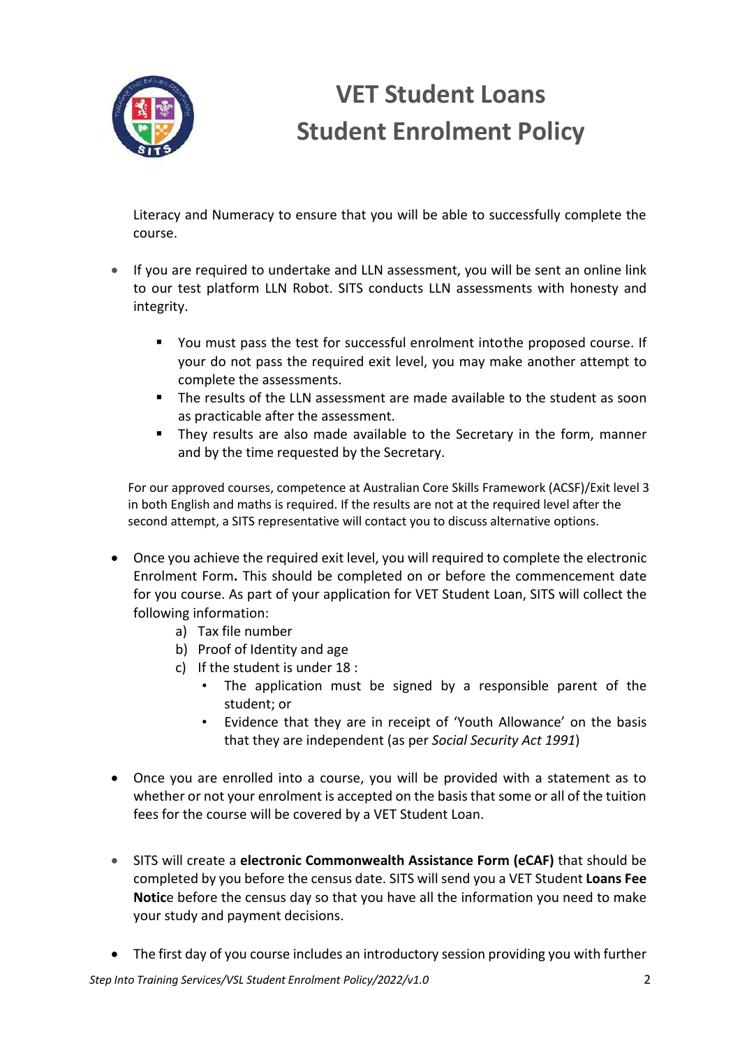Literacy and Numeracy to ensure that you will be able to successfully complete the course.

- If you are required to undertake and LLN assessment, you will be sent an online link to our test platform LLN Robot. SITS conducts LLN assessments with honesty and integrity.
  - You must pass the test for successful enrolment intothe proposed course. If your do not pass the required exit level, you may make another attempt to complete the assessments.
  - The results of the LLN assessment are made available to the student as soon as practicable after the assessment.
  - They results are also made available to the Secretary in the form, manner and by the time requested by the Secretary.

For our approved courses, competence at Australian Core Skills Framework (ACSF)/Exit level 3 in both English and maths is required. If the results are not at the required level after the second attempt, a SITS representative will contact you to discuss alternative options.

- Once you achieve the required exit level, you will required to complete the electronic Enrolment Form**.** This should be completed on or before the commencement date for you course. As part of your application for VET Student Loan, SITS will collect the following information:
  a) Tax file number
  b) Proof of Identity and age
  c) If the student is under 18 :
     - The application must be signed by a responsible parent of the student; or
     - Evidence that they are in receipt of 'Youth Allowance' on the basis that they are independent (as per *Social Security Act 1991*)

- Once you are enrolled into a course, you will be provided with a statement as to whether or not your enrolment is accepted on the basis that some or all of the tuition fees for the course will be covered by a VET Student Loan.

- SITS will create a **electronic Commonwealth Assistance Form (eCAF)** that should be completed by you before the census date. SITS will send you a VET Student **Loans Fee Notic**e before the census day so that you have all the information you need to make your study and payment decisions.

- The first day of you course includes an introductory session providing you with further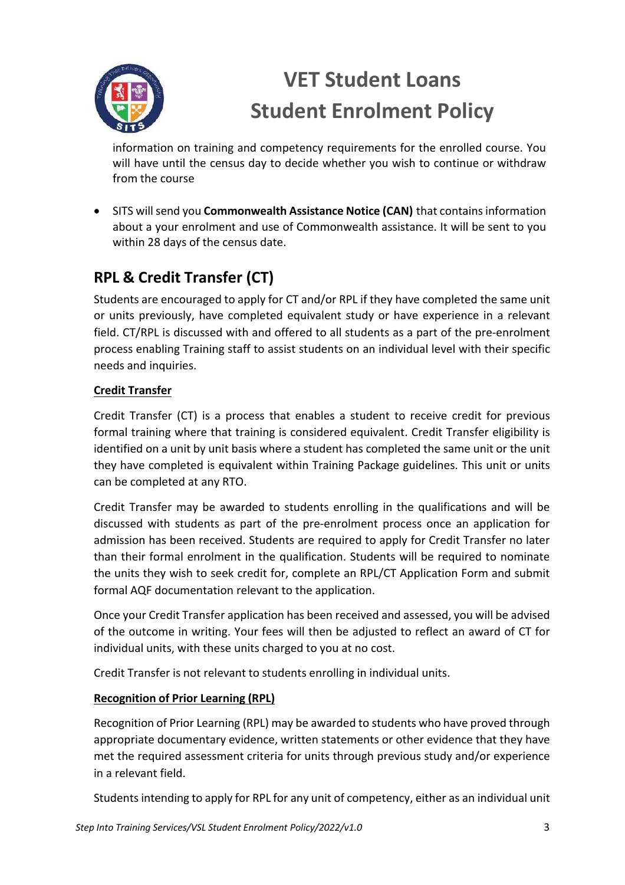information on training and competency requirements for the enrolled course. You will have until the census day to decide whether you wish to continue or withdraw from the course

- SITS will send you **Commonwealth Assistance Notice (CAN)** that contains information about a your enrolment and use of Commonwealth assistance. It will be sent to you within 28 days of the census date.

## RPL & Credit Transfer (CT)

Students are encouraged to apply for CT and/or RPL if they have completed the same unit or units previously, have completed equivalent study or have experience in a relevant field. CT/RPL is discussed with and offered to all students as a part of the pre-enrolment process enabling Training staff to assist students on an individual level with their specific needs and inquiries.

### Credit Transfer

Credit Transfer (CT) is a process that enables a student to receive credit for previous formal training where that training is considered equivalent. Credit Transfer eligibility is identified on a unit by unit basis where a student has completed the same unit or the unit they have completed is equivalent within Training Package guidelines. This unit or units can be completed at any RTO.

Credit Transfer may be awarded to students enrolling in the qualifications and will be discussed with students as part of the pre-enrolment process once an application for admission has been received. Students are required to apply for Credit Transfer no later than their formal enrolment in the qualification. Students will be required to nominate the units they wish to seek credit for, complete an RPL/CT Application Form and submit formal AQF documentation relevant to the application.

Once your Credit Transfer application has been received and assessed, you will be advised of the outcome in writing. Your fees will then be adjusted to reflect an award of CT for individual units, with these units charged to you at no cost.

Credit Transfer is not relevant to students enrolling in individual units.

### Recognition of Prior Learning (RPL)

Recognition of Prior Learning (RPL) may be awarded to students who have proved through appropriate documentary evidence, written statements or other evidence that they have met the required assessment criteria for units through previous study and/or experience in a relevant field.

Students intending to apply for RPL for any unit of competency, either as an individual unit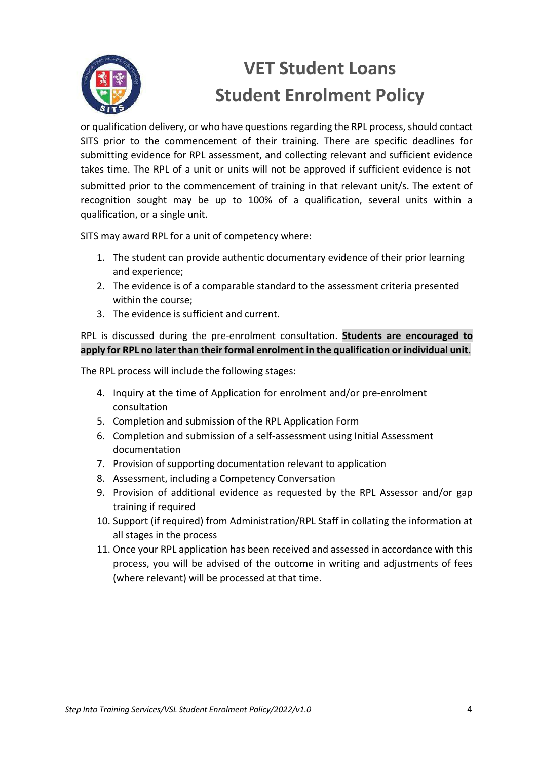or qualification delivery, or who have questions regarding the RPL process, should contact SITS prior to the commencement of their training. There are specific deadlines for submitting evidence for RPL assessment, and collecting relevant and sufficient evidence takes time. The RPL of a unit or units will not be approved if sufficient evidence is not submitted prior to the commencement of training in that relevant unit/s. The extent of recognition sought may be up to 100% of a qualification, several units within a qualification, or a single unit.

SITS may award RPL for a unit of competency where:

1. The student can provide authentic documentary evidence of their prior learning and experience;
2. The evidence is of a comparable standard to the assessment criteria presented within the course;
3. The evidence is sufficient and current.

RPL is discussed during the pre-enrolment consultation. **Students are encouraged to apply for RPL no <u>later than their formal enrolment in the qualification or individual unit</u>.**

The RPL process will include the following stages:

4. Inquiry at the time of Application for enrolment and/or pre-enrolment consultation
5. Completion and submission of the RPL Application Form
6. Completion and submission of a self-assessment using Initial Assessment documentation
7. Provision of supporting documentation relevant to application
8. Assessment, including a Competency Conversation
9. Provision of additional evidence as requested by the RPL Assessor and/or gap training if required
10. Support (if required) from Administration/RPL Staff in collating the information at all stages in the process
11. Once your RPL application has been received and assessed in accordance with this process, you will be advised of the outcome in writing and adjustments of fees (where relevant) will be processed at that time.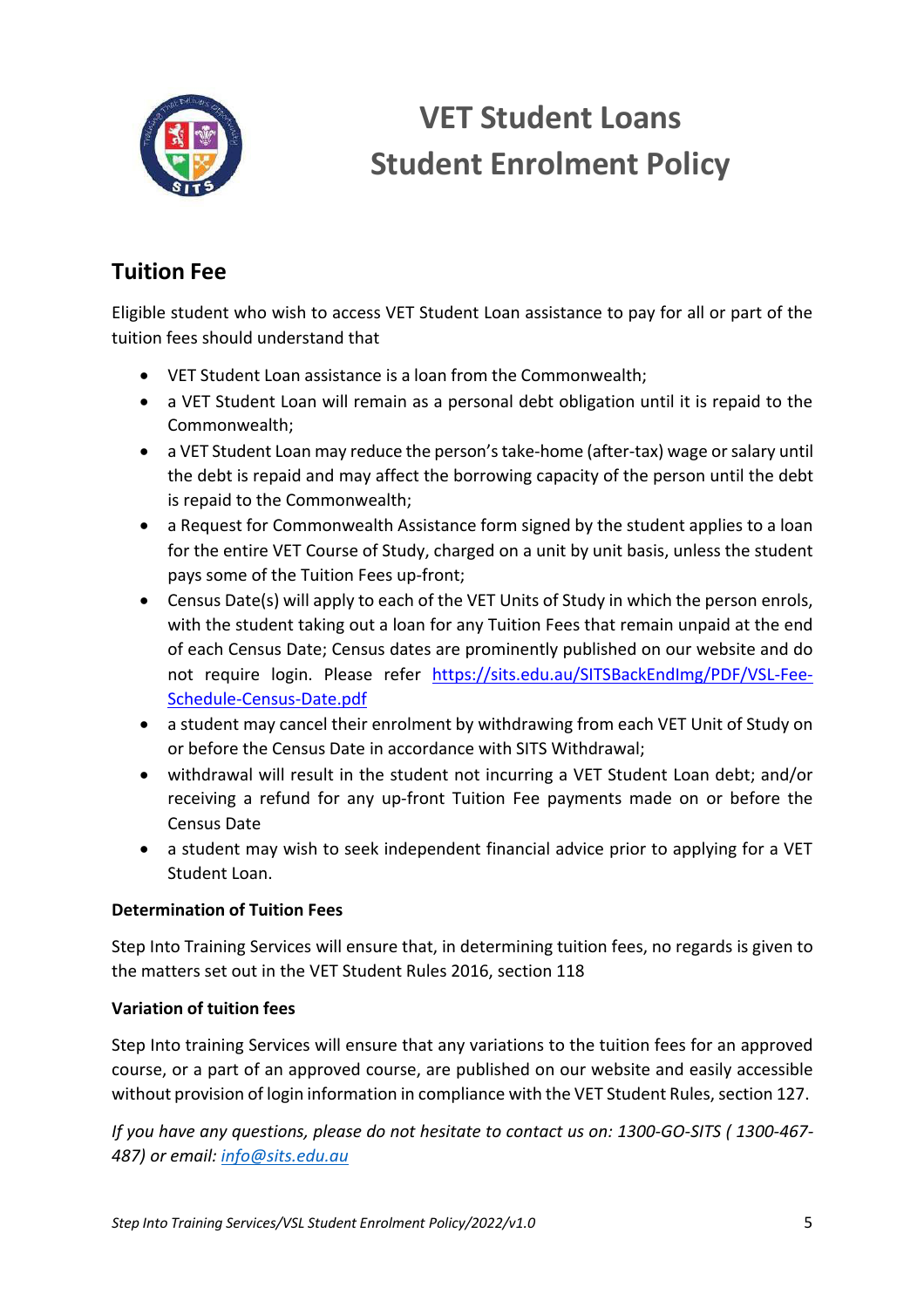# VET Student Loans Student Enrolment Policy

## Tuition Fee

Eligible student who wish to access VET Student Loan assistance to pay for all or part of the tuition fees should understand that

- VET Student Loan assistance is a loan from the Commonwealth;
- a VET Student Loan will remain as a personal debt obligation until it is repaid to the Commonwealth;
- a VET Student Loan may reduce the person's take-home (after-tax) wage or salary until the debt is repaid and may affect the borrowing capacity of the person until the debt is repaid to the Commonwealth;
- a Request for Commonwealth Assistance form signed by the student applies to a loan for the entire VET Course of Study, charged on a unit by unit basis, unless the student pays some of the Tuition Fees up-front;
- Census Date(s) will apply to each of the VET Units of Study in which the person enrols, with the student taking out a loan for any Tuition Fees that remain unpaid at the end of each Census Date; Census dates are prominently published on our website and do not require login. Please refer [https://sits.edu.au/SITSBackEndImg/PDF/VSL-Fee-Schedule-Census-Date.pdf](https://sits.edu.au/SITSBackEndImg/PDF/VSL-Fee-Schedule-Census-Date.pdf)
- a student may cancel their enrolment by withdrawing from each VET Unit of Study on or before the Census Date in accordance with SITS Withdrawal;
- withdrawal will result in the student not incurring a VET Student Loan debt; and/or receiving a refund for any up-front Tuition Fee payments made on or before the Census Date
- a student may wish to seek independent financial advice prior to applying for a VET Student Loan.

**Determination of Tuition Fees**

Step Into Training Services will ensure that, in determining tuition fees, no regards is given to the matters set out in the VET Student Rules 2016, section 118

**Variation of tuition fees**

Step Into training Services will ensure that any variations to the tuition fees for an approved course, or a part of an approved course, are published on our website and easily accessible without provision of login information in compliance with the VET Student Rules, section 127.

*If you have any questions, please do not hesitate to contact us on: 1300-GO-SITS ( 1300-467-487) or email: [info@sits.edu.au](mailto:info@sits.edu.au)*